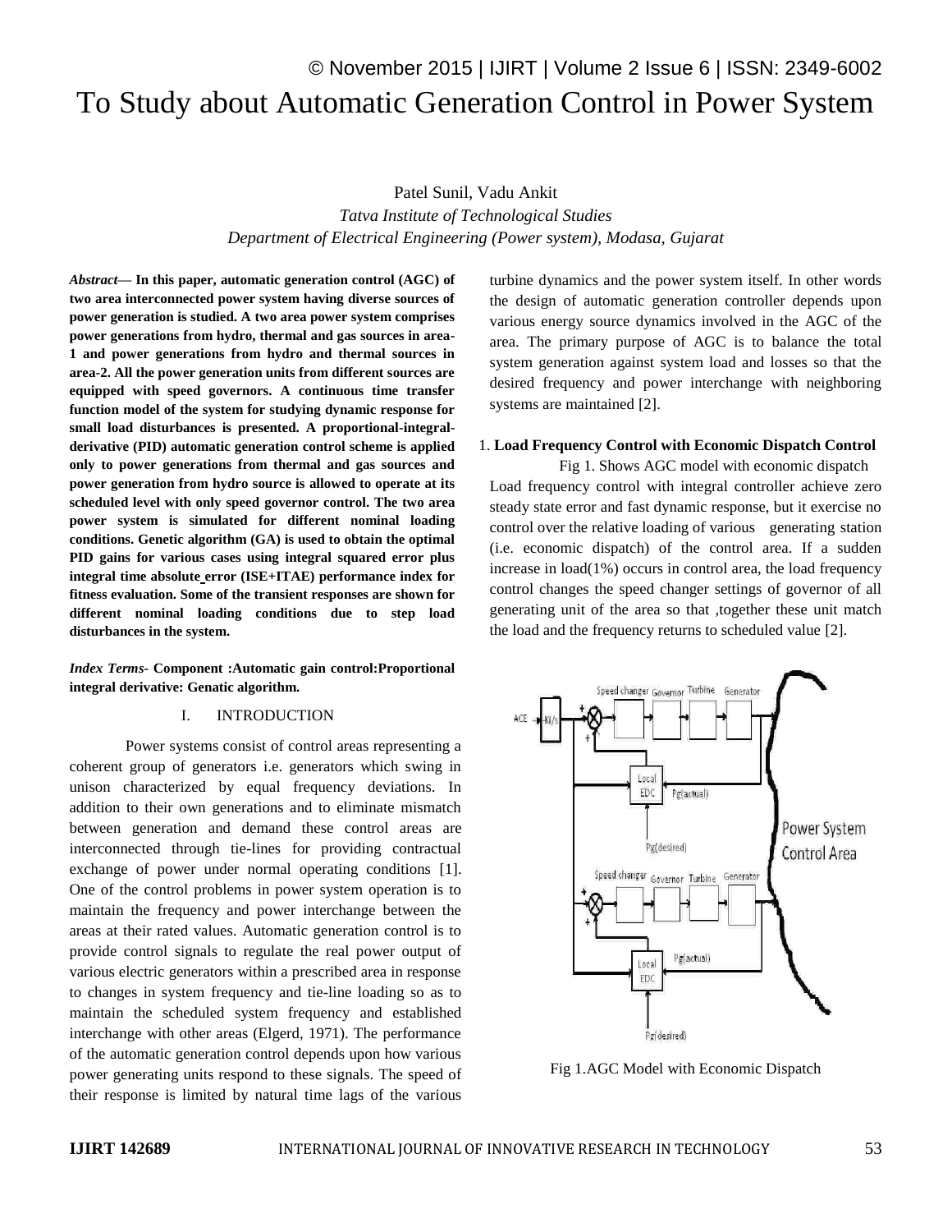# To Study about Automatic Generation Control in Power System

Patel Sunil, Vadu Ankit

*Tatva Institute of Technological Studies*

*Department of Electrical Engineering (Power system), Modasa, Gujarat*

***Abstract*— In this paper, automatic generation control (AGC) of two area interconnected power system having diverse sources of power generation is studied. A two area power system comprises power generations from hydro, thermal and gas sources in area-1 and power generations from hydro and thermal sources in area-2. All the power generation units from different sources are equipped with speed governors. A continuous time transfer function model of the system for studying dynamic response for small load disturbances is presented. A proportional-integral-derivative (PID) automatic generation control scheme is applied only to power generations from thermal and gas sources and power generation from hydro source is allowed to operate at its scheduled level with only speed governor control. The two area power system is simulated for different nominal loading conditions. Genetic algorithm (GA) is used to obtain the optimal PID gains for various cases using integral squared error plus integral time absolute error (ISE+ITAE) performance index for fitness evaluation. Some of the transient responses are shown for different nominal loading conditions due to step load disturbances in the system.**

***Index Terms*- Component :Automatic gain control:Proportional integral derivative: Genatic algorithm.**

## I. INTRODUCTION

Power systems consist of control areas representing a coherent group of generators i.e. generators which swing in unison characterized by equal frequency deviations. In addition to their own generations and to eliminate mismatch between generation and demand these control areas are interconnected through tie-lines for providing contractual exchange of power under normal operating conditions [1]. One of the control problems in power system operation is to maintain the frequency and power interchange between the areas at their rated values. Automatic generation control is to provide control signals to regulate the real power output of various electric generators within a prescribed area in response to changes in system frequency and tie-line loading so as to maintain the scheduled system frequency and established interchange with other areas (Elgerd, 1971). The performance of the automatic generation control depends upon how various power generating units respond to these signals. The speed of their response is limited by natural time lags of the various turbine dynamics and the power system itself. In other words the design of automatic generation controller depends upon various energy source dynamics involved in the AGC of the area. The primary purpose of AGC is to balance the total system generation against system load and losses so that the desired frequency and power interchange with neighboring systems are maintained [2].

### 1. Load Frequency Control with Economic Dispatch Control

Fig 1. Shows AGC model with economic dispatch

Load frequency control with integral controller achieve zero steady state error and fast dynamic response, but it exercise no control over the relative loading of various generating station (i.e. economic dispatch) of the control area. If a sudden increase in load(1%) occurs in control area, the load frequency control changes the speed changer settings of governor of all generating unit of the area so that ,together these unit match the load and the frequency returns to scheduled value [2].

Fig 1.AGC Model with Economic Dispatch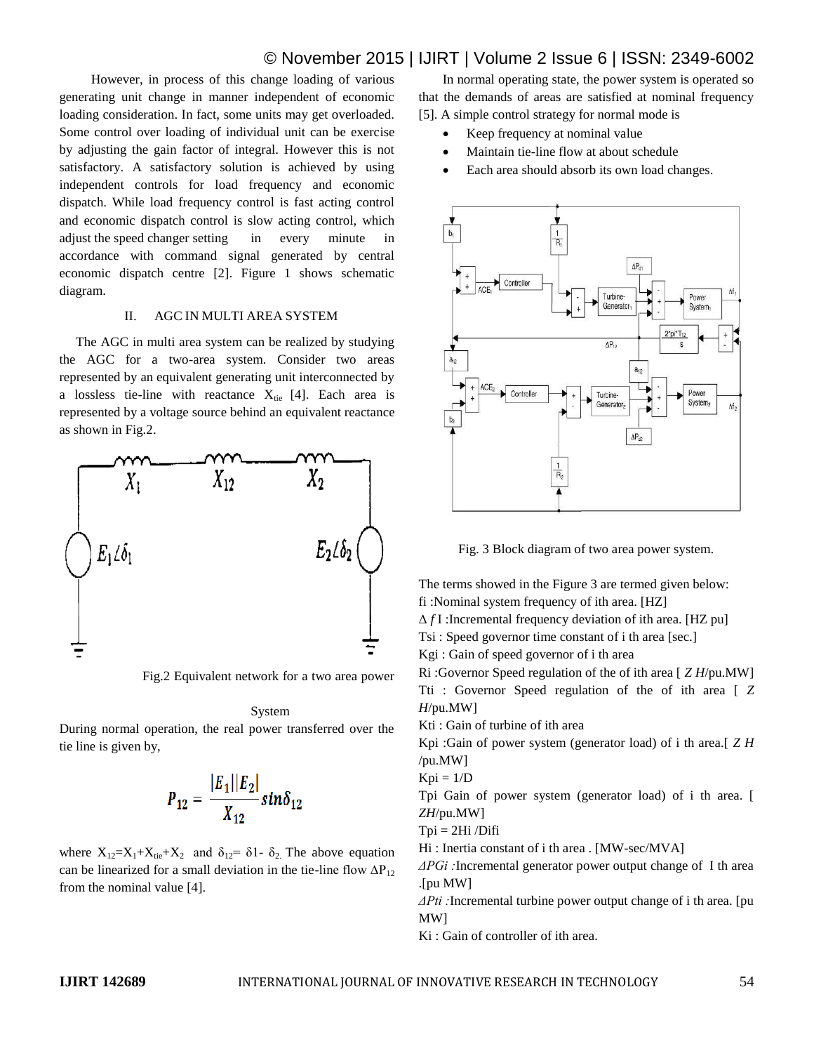However, in process of this change loading of various generating unit change in manner independent of economic loading consideration. In fact, some units may get overloaded. Some control over loading of individual unit can be exercise by adjusting the gain factor of integral. However this is not satisfactory. A satisfactory solution is achieved by using independent controls for load frequency and economic dispatch. While load frequency control is fast acting control and economic dispatch control is slow acting control, which adjust the speed changer setting in every minute in accordance with command signal generated by central economic dispatch centre [2]. Figure 1 shows schematic diagram.

## II. AGC IN MULTI AREA SYSTEM

The AGC in multi area system can be realized by studying the AGC for a two-area system. Consider two areas represented by an equivalent generating unit interconnected by a lossless tie-line with reactance $X_{tie}$ [4]. Each area is represented by a voltage source behind an equivalent reactance as shown in Fig.2.

Fig.2 Equivalent network for a two area power System

During normal operation, the real power transferred over the tie line is given by,

$$P_{12} = \frac{|E_1||E_2|}{X_{12}} sin\delta_{12}$$

where $X_{12}=X_1+X_{tie}+X_2$ and $\delta_{12}= \delta 1- \delta_2$. The above equation can be linearized for a small deviation in the tie-line flow $\Delta P_{12}$ from the nominal value [4].

In normal operating state, the power system is operated so that the demands of areas are satisfied at nominal frequency [5]. A simple control strategy for normal mode is

- Keep frequency at nominal value
- Maintain tie-line flow at about schedule
- Each area should absorb its own load changes.

Fig. 3 Block diagram of two area power system.

The terms showed in the Figure 3 are termed given below:

fi :Nominal system frequency of ith area. [HZ]

$\Delta f$ I :Incremental frequency deviation of ith area. [HZ pu]

Tsi : Speed governor time constant of i th area [sec.]

Kgi : Gain of speed governor of i th area

Ri :Governor Speed regulation of the of ith area [ *Z H*/pu.MW]

Tti : Governor Speed regulation of the of ith area [ *Z H*/pu.MW]

Kti : Gain of turbine of ith area

Kpi :Gain of power system (generator load) of i th area.[ *Z H* /pu.MW]

Kpi = 1/D

Tpi Gain of power system (generator load) of i th area. [ *ZH*/pu.MW]

Tpi = 2Hi /Difi

Hi : Inertia constant of i th area . [MW-sec/MVA]

*ΔPGi :*Incremental generator power output change of I th area .[pu MW]

*ΔPti :*Incremental turbine power output change of i th area. [pu MW]

Ki : Gain of controller of ith area.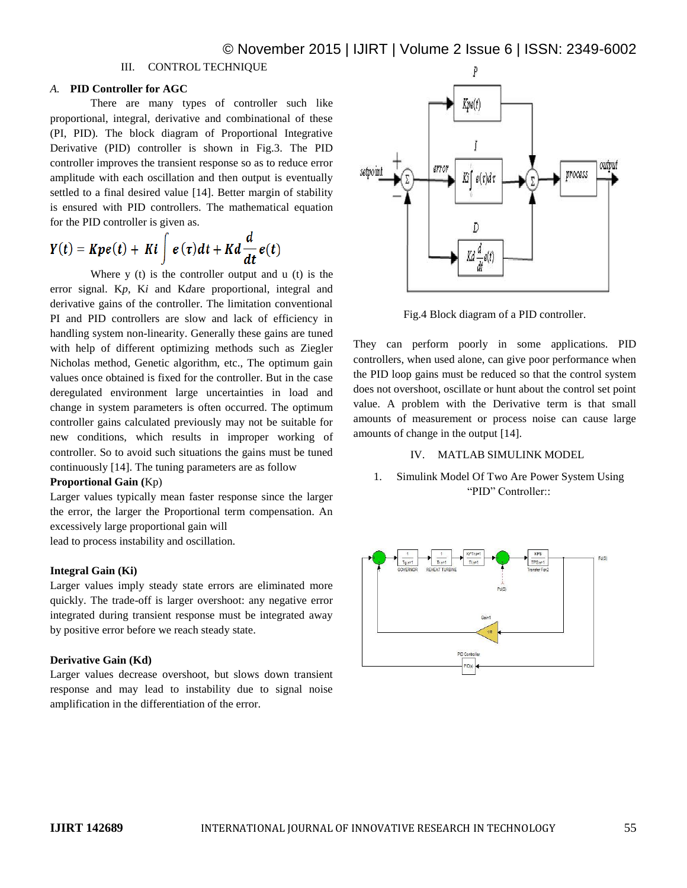## III. CONTROL TECHNIQUE

### *A.* PID Controller for AGC

There are many types of controller such like proportional, integral, derivative and combinational of these (PI, PID). The block diagram of Proportional Integrative Derivative (PID) controller is shown in Fig.3. The PID controller improves the transient response so as to reduce error amplitude with each oscillation and then output is eventually settled to a final desired value [14]. Better margin of stability is ensured with PID controllers. The mathematical equation for the PID controller is given as.

$$Y(t) = Kpe(t) + Ki\int e(\tau)dt + Kd\frac{d}{dt}e(t)$$

Where y (t) is the controller output and u (t) is the error signal. K*p*, K*i* and K*d*are proportional, integral and derivative gains of the controller. The limitation conventional PI and PID controllers are slow and lack of efficiency in handling system non-linearity. Generally these gains are tuned with help of different optimizing methods such as Ziegler Nicholas method, Genetic algorithm, etc., The optimum gain values once obtained is fixed for the controller. But in the case deregulated environment large uncertainties in load and change in system parameters is often occurred. The optimum controller gains calculated previously may not be suitable for new conditions, which results in improper working of controller. So to avoid such situations the gains must be tuned continuously [14]. The tuning parameters are as follow

**Proportional Gain (**Kp)

Larger values typically mean faster response since the larger the error, the larger the Proportional term compensation. An excessively large proportional gain will lead to process instability and oscillation.

**Integral Gain (Ki)**

Larger values imply steady state errors are eliminated more quickly. The trade-off is larger overshoot: any negative error integrated during transient response must be integrated away by positive error before we reach steady state.

**Derivative Gain (Kd)**

Larger values decrease overshoot, but slows down transient response and may lead to instability due to signal noise amplification in the differentiation of the error.

Fig.4 Block diagram of a PID controller.

They can perform poorly in some applications. PID controllers, when used alone, can give poor performance when the PID loop gains must be reduced so that the control system does not overshoot, oscillate or hunt about the control set point value. A problem with the Derivative term is that small amounts of measurement or process noise can cause large amounts of change in the output [14].

## IV. MATLAB SIMULINK MODEL

1. Simulink Model Of Two Are Power System Using "PID" Controller::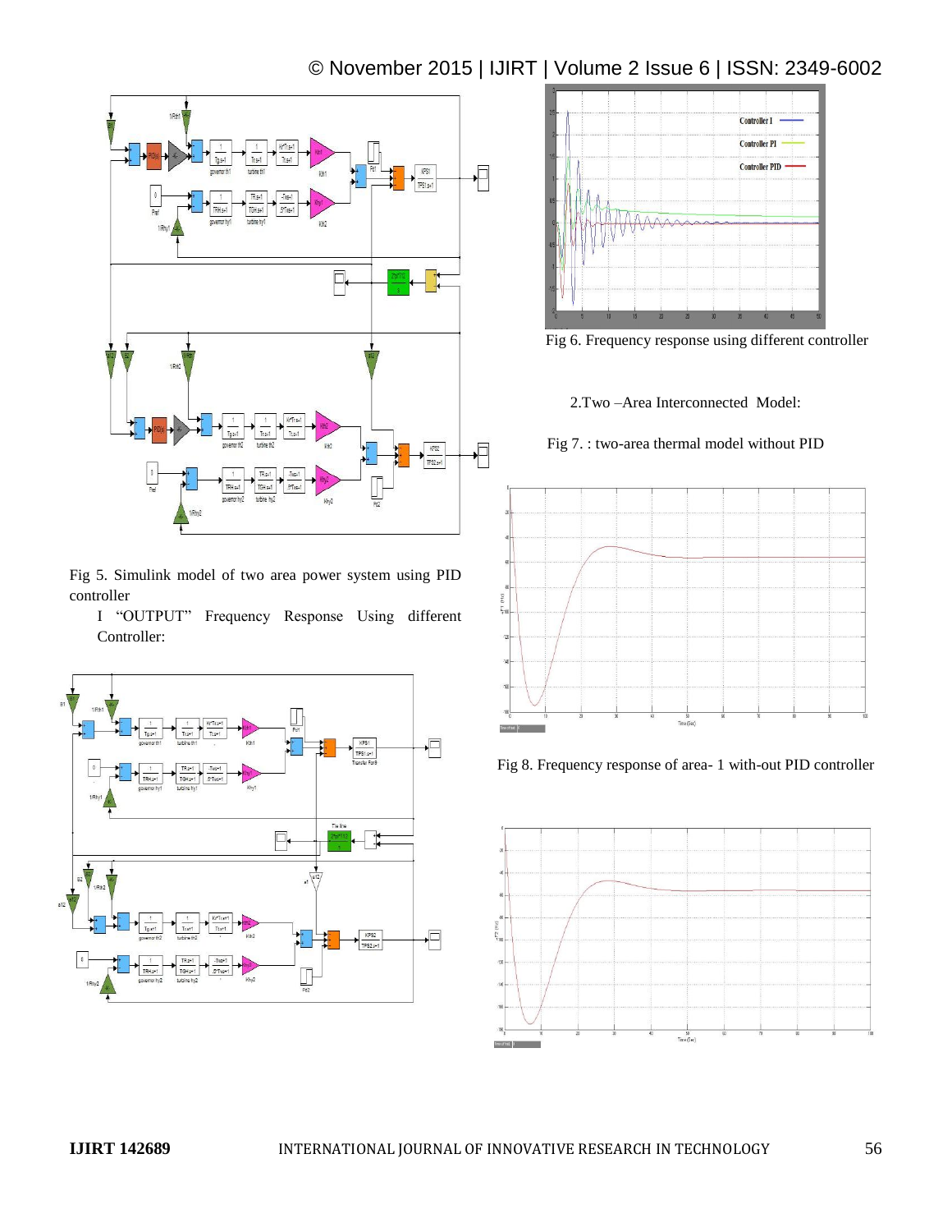Fig 5. Simulink model of two area power system using PID controller

I "OUTPUT" Frequency Response Using different Controller:

Fig 6. Frequency response using different controller

2.Two –Area Interconnected Model:

Fig 7. : two-area thermal model without PID

Fig 8. Frequency response of area- 1 with-out PID controller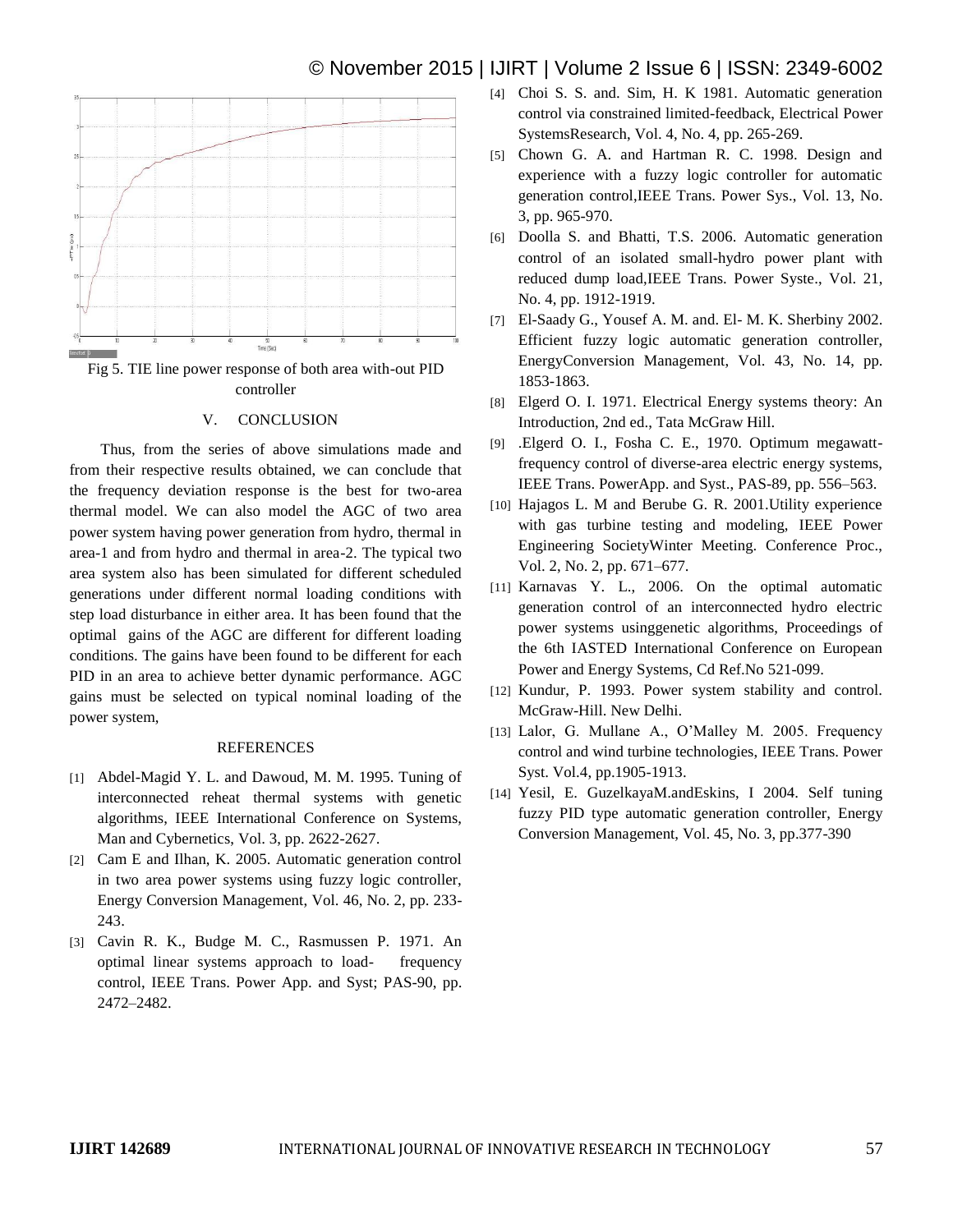3.5
3
2.5
2
1.5
1
0.5
0
-0.5
0 10 20 30 40 50 60 70 80 90 100
Time (Sec)

Fig 5. TIE line power response of both area with-out PID controller

## V. CONCLUSION

Thus, from the series of above simulations made and from their respective results obtained, we can conclude that the frequency deviation response is the best for two-area thermal model. We can also model the AGC of two area power system having power generation from hydro, thermal in area-1 and from hydro and thermal in area-2. The typical two area system also has been simulated for different scheduled generations under different normal loading conditions with step load disturbance in either area. It has been found that the optimal gains of the AGC are different for different loading conditions. The gains have been found to be different for each PID in an area to achieve better dynamic performance. AGC gains must be selected on typical nominal loading of the power system,

## REFERENCES

[1] Abdel-Magid Y. L. and Dawoud, M. M. 1995. Tuning of interconnected reheat thermal systems with genetic algorithms, IEEE International Conference on Systems, Man and Cybernetics, Vol. 3, pp. 2622-2627.

[2] Cam E and Ilhan, K. 2005. Automatic generation control in two area power systems using fuzzy logic controller, Energy Conversion Management, Vol. 46, No. 2, pp. 233-243.

[3] Cavin R. K., Budge M. C., Rasmussen P. 1971. An optimal linear systems approach to load- frequency control, IEEE Trans. Power App. and Syst; PAS-90, pp. 2472–2482.

[4] Choi S. S. and. Sim, H. K 1981. Automatic generation control via constrained limited-feedback, Electrical Power SystemsResearch, Vol. 4, No. 4, pp. 265-269.

[5] Chown G. A. and Hartman R. C. 1998. Design and experience with a fuzzy logic controller for automatic generation control,IEEE Trans. Power Sys., Vol. 13, No. 3, pp. 965-970.

[6] Doolla S. and Bhatti, T.S. 2006. Automatic generation control of an isolated small-hydro power plant with reduced dump load,IEEE Trans. Power Syste., Vol. 21, No. 4, pp. 1912-1919.

[7] El-Saady G., Yousef A. M. and. El- M. K. Sherbiny 2002. Efficient fuzzy logic automatic generation controller, EnergyConversion Management, Vol. 43, No. 14, pp. 1853-1863.

[8] Elgerd O. I. 1971. Electrical Energy systems theory: An Introduction, 2nd ed., Tata McGraw Hill.

[9] .Elgerd O. I., Fosha C. E., 1970. Optimum megawatt-frequency control of diverse-area electric energy systems, IEEE Trans. PowerApp. and Syst., PAS-89, pp. 556–563.

[10] Hajagos L. M and Berube G. R. 2001.Utility experience with gas turbine testing and modeling, IEEE Power Engineering SocietyWinter Meeting. Conference Proc., Vol. 2, No. 2, pp. 671–677.

[11] Karnavas Y. L., 2006. On the optimal automatic generation control of an interconnected hydro electric power systems usinggenetic algorithms, Proceedings of the 6th IASTED International Conference on European Power and Energy Systems, Cd Ref.No 521-099.

[12] Kundur, P. 1993. Power system stability and control. McGraw-Hill. New Delhi.

[13] Lalor, G. Mullane A., O'Malley M. 2005. Frequency control and wind turbine technologies, IEEE Trans. Power Syst. Vol.4, pp.1905-1913.

[14] Yesil, E. GuzelkayaM.andEskins, I 2004. Self tuning fuzzy PID type automatic generation controller, Energy Conversion Management, Vol. 45, No. 3, pp.377-390